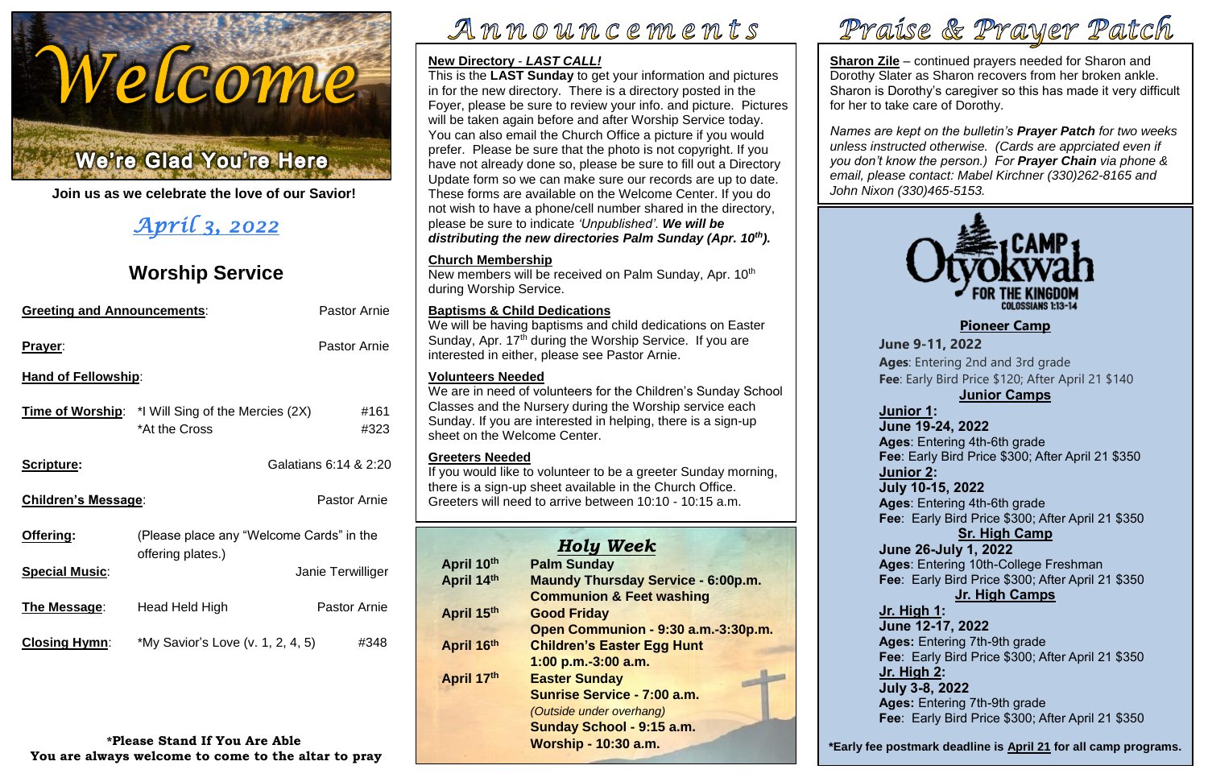# Welcome

## We're Glad You're Here

**Join us as we celebrate the love of our Savior!**

*April 3, 2022*

## Worship Service

| | | |
|---|---|---|
| **Greeting and Announcements**: | | Pastor Arnie |
| **Prayer**: | | Pastor Arnie |
| **Hand of Fellowship**: | | |
| **Time of Worship**: | *I Will Sing of the Mercies (2X) | #161 |
| | *At the Cross | #323 |
| **Scripture:** | | Galatians 6:14 & 2:20 |
| **Children's Message**: | | Pastor Arnie |
| **Offering:** | (Please place any "Welcome Cards" in the offering plates.) | |
| **Special Music**: | | Janie Terwilliger |
| **The Message**: | Head Held High | Pastor Arnie |
| **Closing Hymn**: | *My Savior's Love (v. 1, 2, 4, 5) | #348 |

**\*Please Stand If You Are Able**
**You are always welcome to come to the altar to pray**

# Announcements

**New Directory** - ***LAST CALL!***
This is the **LAST Sunday** to get your information and pictures in for the new directory. There is a directory posted in the Foyer, please be sure to review your info. and picture. Pictures will be taken again before and after Worship Service today. You can also email the Church Office a picture if you would prefer. Please be sure that the photo is not copyright. If you have not already done so, please be sure to fill out a Directory Update form so we can make sure our records are up to date. These forms are available on the Welcome Center. If you do not wish to have a phone/cell number shared in the directory, please be sure to indicate *'Unpublished'*. ***We will be distributing the new directories Palm Sunday (Apr. 10th).***

**Church Membership**
New members will be received on Palm Sunday, Apr. 10th during Worship Service.

**Baptisms & Child Dedications**
We will be having baptisms and child dedications on Easter Sunday, Apr. 17th during the Worship Service. If you are interested in either, please see Pastor Arnie.

**Volunteers Needed**
We are in need of volunteers for the Children's Sunday School Classes and the Nursery during the Worship service each Sunday. If you are interested in helping, there is a sign-up sheet on the Welcome Center.

**Greeters Needed**
If you would like to volunteer to be a greeter Sunday morning, there is a sign-up sheet available in the Church Office. Greeters will need to arrive between 10:10 - 10:15 a.m.

## *Holy Week*

| | |
|---|---|
| **April 10th** | **Palm Sunday** |
| **April 14th** | **Maundy Thursday Service - 6:00p.m.**<br>**Communion & Feet washing** |
| **April 15th** | **Good Friday**<br>**Open Communion - 9:30 a.m.-3:30p.m.** |
| **April 16th** | **Children's Easter Egg Hunt**<br>**1:00 p.m.-3:00 a.m.** |
| **April 17th** | **Easter Sunday**<br>**Sunrise Service - 7:00 a.m.**<br>*(Outside under overhang)*<br>**Sunday School - 9:15 a.m.**<br>**Worship - 10:30 a.m.** |

# Praise & Prayer Patch

**Sharon Zile** – continued prayers needed for Sharon and Dorothy Slater as Sharon recovers from her broken ankle. Sharon is Dorothy's caregiver so this has made it very difficult for her to take care of Dorothy.

*Names are kept on the bulletin's **Prayer Patch** for two weeks unless instructed otherwise. (Cards are apprciated even if you don't know the person.) For **Prayer Chain** via phone & email, please contact: Mabel Kirchner (330)262-8165 and John Nixon (330)465-5153.*

## Camp Otyokwah
FOR THE KINGDOM
COLOSSIANS 1:13-14

**Pioneer Camp**
**June 9-11, 2022**
**Ages**: Entering 2nd and 3rd grade
**Fee**: Early Bird Price $120; After April 21 $140

**Junior Camps**

**Junior 1:**
**June 19-24, 2022**
**Ages**: Entering 4th-6th grade
**Fee**: Early Bird Price $300; After April 21 $350

**Junior 2:**
**July 10-15, 2022**
**Ages**: Entering 4th-6th grade
**Fee**: Early Bird Price $300; After April 21 $350

**Sr. High Camp**
**June 26-July 1, 2022**
**Ages**: Entering 10th-College Freshman
**Fee**: Early Bird Price $300; After April 21 $350

**Jr. High Camps**

**Jr. High 1:**
**June 12-17, 2022**
**Ages:** Entering 7th-9th grade
**Fee**: Early Bird Price $300; After April 21 $350

**Jr. High 2:**
**July 3-8, 2022**
**Ages:** Entering 7th-9th grade
**Fee**: Early Bird Price $300; After April 21 $350

**\*Early fee postmark deadline is April 21 for all camp programs.**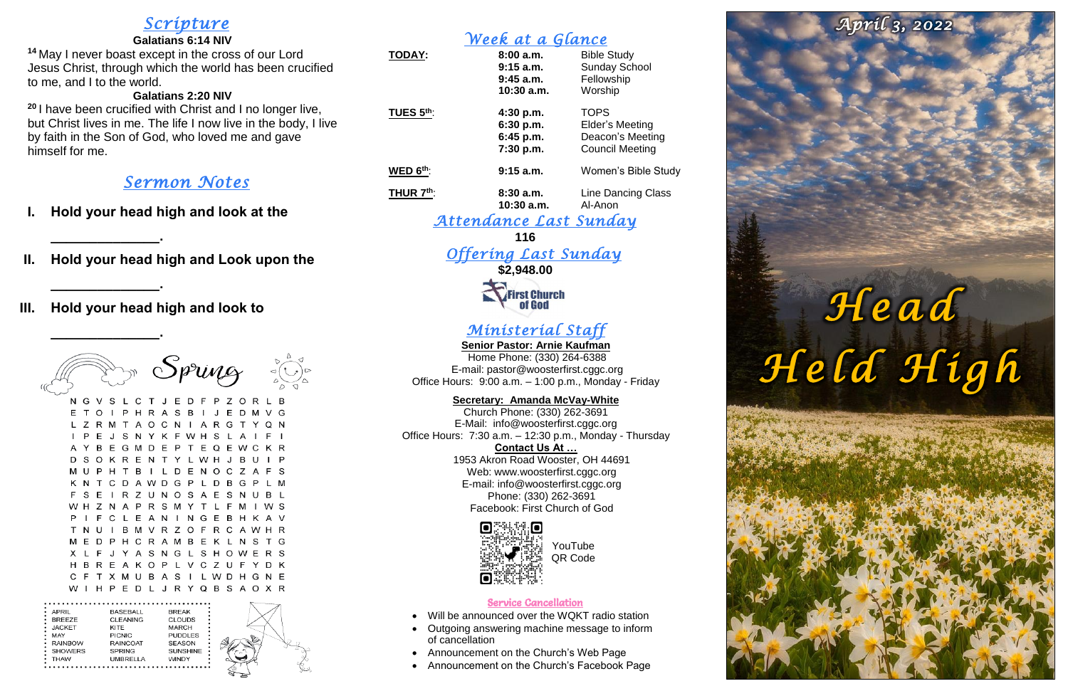## Scripture

**Galatians 6:14 NIV**

[14] May I never boast except in the cross of our Lord Jesus Christ, through which the world has been crucified to me, and I to the world.

**Galatians 2:20 NIV**

[20] I have been crucified with Christ and I no longer live, but Christ lives in me. The life I now live in the body, I live by faith in the Son of God, who loved me and gave himself for me.

## Sermon Notes

**I. Hold your head high and look at the ______________.**

**II. Hold your head high and Look upon the ______________.**

**III. Hold your head high and look to ______________.**

### Spring

```
N G V S L C T J E D F P Z O R L B
E T O I P H R A S B I J E D M V G
L Z R M T A O C N I A R G T Y Q N
I P E J S N Y K F W H S L A I F I
A Y B E G M D E P T E Q E W C K R
D S O K R E N T Y L W H J B U I P
M U P H T B I L D E N O C Z A F S
K N T C D A W D G P L D B G P L M
F S E I R Z U N O S A E S N U B L
W H Z N A P R S M Y T L F M I W S
P I F C L E A N I N G E B H K A V
T N U I B M V R Z O F R C A W H R
M E D P H C R A M B E K L N S T G
X L F J Y A S N G L S H O W E R S
H B R E A K O P L V C Z U F Y D K
C F T X M U B A S I L W D H G N E
W I H P E D L J R Y Q B S A O X R
```

| | | |
|---|---|---|
| APRIL | BASEBALL | BREAK |
| BREEZE | CLEANING | CLOUDS |
| JACKET | KITE | MARCH |
| MAY | PICNIC | PUDDLES |
| RAINBOW | RAINCOAT | SEASON |
| SHOWERS | SPRING | SUNSHINE |
| THAW | UMBRELLA | WINDY |

## Week at a Glance

| | | |
|---|---|---|
| **TODAY:** | **8:00 a.m.** | Bible Study |
| | **9:15 a.m.** | Sunday School |
| | **9:45 a.m.** | Fellowship |
| | **10:30 a.m.** | Worship |
| **TUES 5th:** | **4:30 p.m.** | TOPS |
| | **6:30 p.m.** | Elder's Meeting |
| | **6:45 p.m.** | Deacon's Meeting |
| | **7:30 p.m.** | Council Meeting |
| **WED 6th:** | **9:15 a.m.** | Women's Bible Study |
| **THUR 7th:** | **8:30 a.m.** | Line Dancing Class |
| | **10:30 a.m.** | Al-Anon |

## Attendance Last Sunday

**116**

## Offering Last Sunday

**$2,948.00**

First Church of God

## Ministerial Staff

**Senior Pastor: Arnie Kaufman**
Home Phone: (330) 264-6388
E-mail: pastor@woosterfirst.cggc.org
Office Hours: 9:00 a.m. – 1:00 p.m., Monday - Friday

**Secretary: Amanda McVay-White**
Church Phone: (330) 262-3691
E-Mail: info@woosterfirst.cggc.org
Office Hours: 7:30 a.m. – 12:30 p.m., Monday - Thursday

**Contact Us At …**
1953 Akron Road Wooster, OH 44691
Web: www.woosterfirst.cggc.org
E-mail: info@woosterfirst.cggc.org
Phone: (330) 262-3691
Facebook: First Church of God

YouTube QR Code

**Service Cancellation**

- Will be announced over the WQKT radio station
- Outgoing answering machine message to inform of cancellation
- Announcement on the Church's Web Page
- Announcement on the Church's Facebook Page

**April 3, 2022**

# Head Held High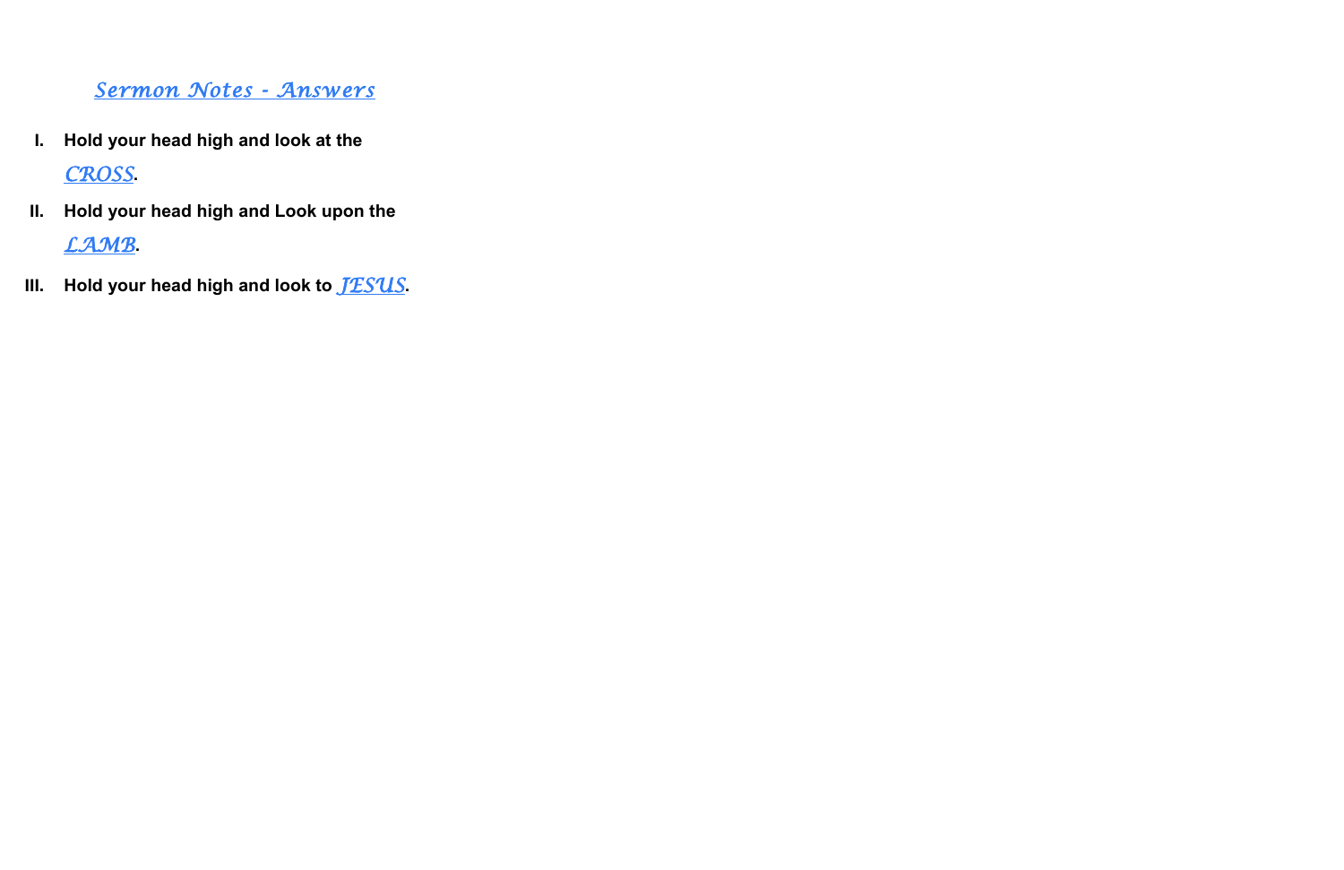## *Sermon Notes - Answers*

I. **Hold your head high and look at the *CROSS*.**

II. **Hold your head high and Look upon the *LAMB*.**

III. **Hold your head high and look to *JESUS*.**